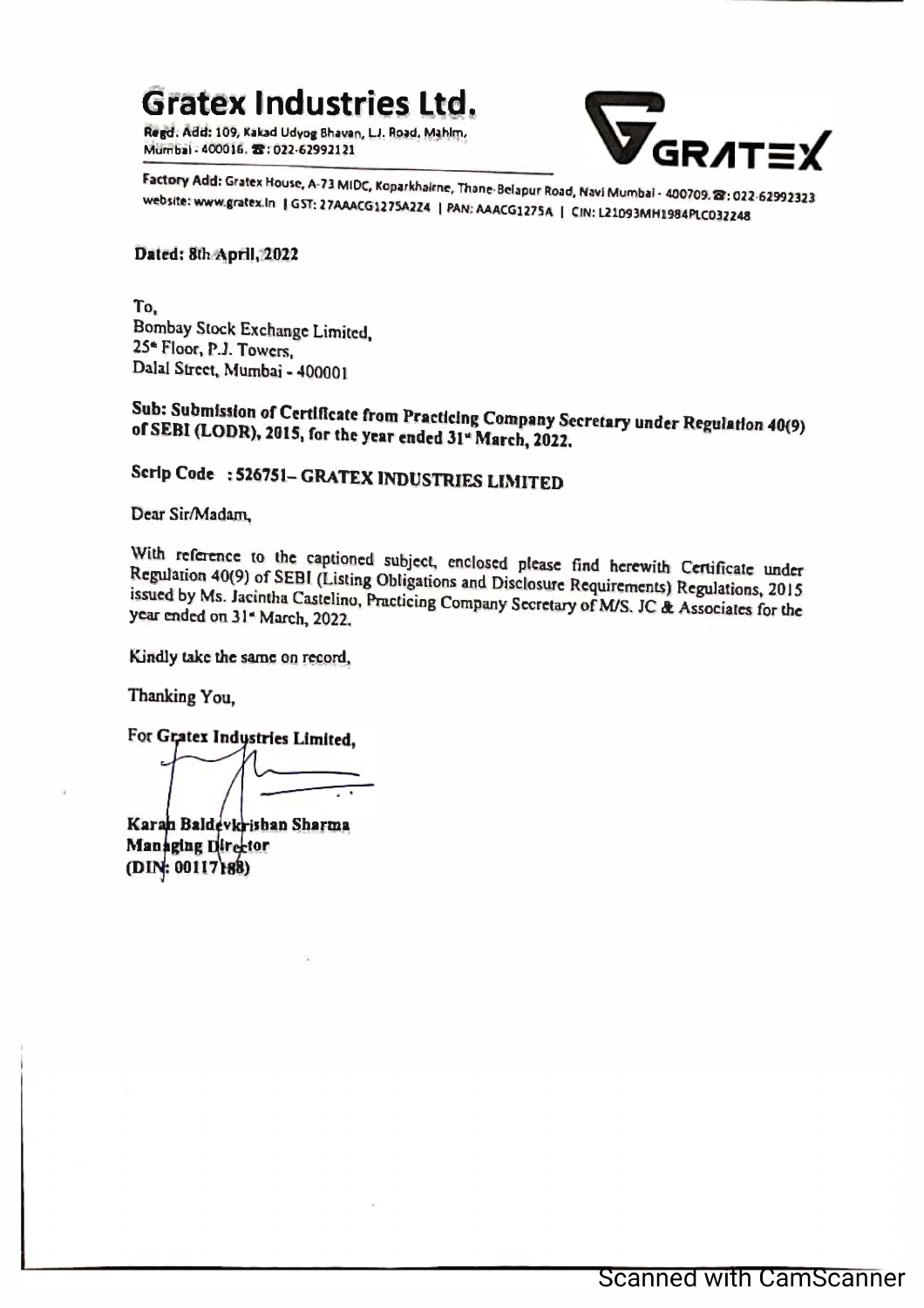# Gratex Industries Ltd.

Regd. Add: 109, Kakad Udyog Bhavan, L.J. Road, Mahim, Mumbai - 400016. ☎: 022-62992121

GRATEX

Factory Add: Gratex House, A-73 MIDC, Koparkhairne, Thane-Belapur Road, Navi Mumbai - 400709. ☎: 022-62992323
website: www.gratex.in | GST: 27AAACG1275A2Z4 | PAN: AAACG1275A | CIN: L21093MH1984PLC032248

**Dated: 8th April, 2022**

To,
Bombay Stock Exchange Limited,
25th Floor, P.J. Towers,
Dalal Street, Mumbai - 400001

**Sub: Submission of Certificate from Practicing Company Secretary under Regulation 40(9) of SEBI (LODR), 2015, for the year ended 31st March, 2022.**

**Scrip Code : 526751– GRATEX INDUSTRIES LIMITED**

Dear Sir/Madam,

With reference to the captioned subject, enclosed please find herewith Certificate under Regulation 40(9) of SEBI (Listing Obligations and Disclosure Requirements) Regulations, 2015 issued by Ms. Jacintha Castelino, Practicing Company Secretary of M/S. JC & Associates for the year ended on 31st March, 2022.

Kindly take the same on record,

Thanking You,

**For Gratex Industries Limited,**

**Karan Baldevkrishan Sharma**
**Managing Director**
**(DIN: 00117188)**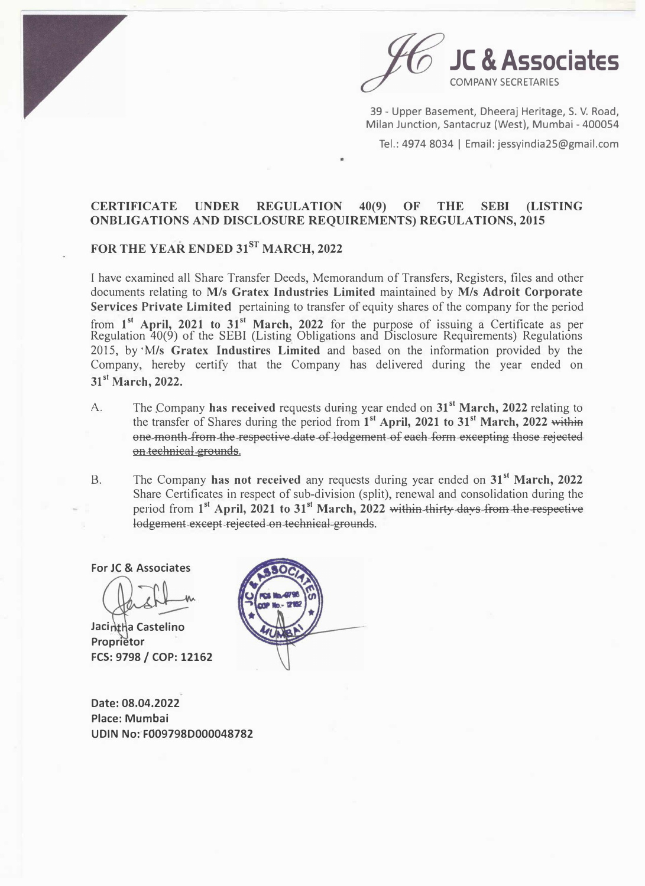JC & Associates
COMPANY SECRETARIES

39 - Upper Basement, Dheeraj Heritage, S. V. Road, Milan Junction, Santacruz (West), Mumbai - 400054

Tel.: 4974 8034 | Email: jessyindia25@gmail.com

**CERTIFICATE UNDER REGULATION 40(9) OF THE SEBI (LISTING ONBLIGATIONS AND DISCLOSURE REQUIREMENTS) REGULATIONS, 2015**

**FOR THE YEAR ENDED 31ST MARCH, 2022**

I have examined all Share Transfer Deeds, Memorandum of Transfers, Registers, files and other documents relating to **M/s Gratex Industries Limited** maintained by **M/s Adroit Corporate Services Private Limited** pertaining to transfer of equity shares of the company for the period from **1st April, 2021 to 31st March, 2022** for the purpose of issuing a Certificate as per Regulation 40(9) of the SEBI (Listing Obligations and Disclosure Requirements) Regulations 2015, by M/s **Gratex Industires Limited** and based on the information provided by the Company, hereby certify that the Company has delivered during the year ended on **31st March, 2022.**

A. The Company **has received** requests during year ended on **31st March, 2022** relating to the transfer of Shares during the period from **1st April, 2021 to 31st March, 2022** ~~within one month from the respective date of lodgement of each form excepting those rejected on technical grounds.~~

B. The Company **has not received** any requests during year ended on **31st March, 2022** Share Certificates in respect of sub-division (split), renewal and consolidation during the period from **1st April, 2021 to 31st March, 2022** ~~within thirty days from the respective lodgement except rejected on technical grounds~~.

**For JC & Associates**

**Jacintha Castelino**
**Proprietor**
**FCS: 9798 / COP: 12162**

**Date: 08.04.2022**
**Place: Mumbai**
**UDIN No: F009798D000048782**